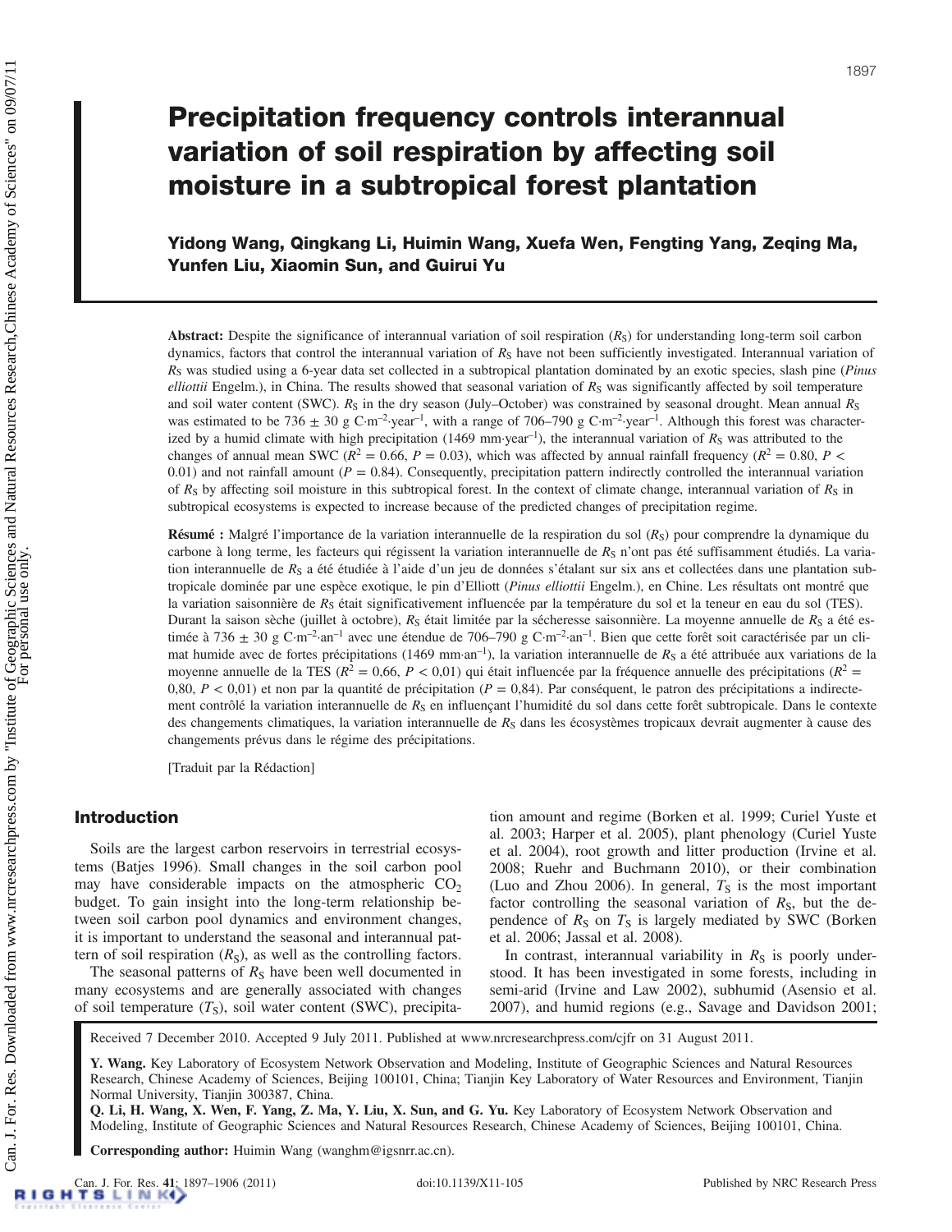# Precipitation frequency controls interannual variation of soil respiration by affecting soil moisture in a subtropical forest plantation

**Yidong Wang, Qingkang Li, Huimin Wang, Xuefa Wen, Fengting Yang, Zeqing Ma, Yunfen Liu, Xiaomin Sun, and Guirui Yu**

**Abstract:** Despite the significance of interannual variation of soil respiration ($R_S$) for understanding long-term soil carbon dynamics, factors that control the interannual variation of $R_S$ have not been sufficiently investigated. Interannual variation of $R_S$ was studied using a 6-year data set collected in a subtropical plantation dominated by an exotic species, slash pine (*Pinus elliottii* Engelm.), in China. The results showed that seasonal variation of $R_S$ was significantly affected by soil temperature and soil water content (SWC). $R_S$ in the dry season (July–October) was constrained by seasonal drought. Mean annual $R_S$ was estimated to be 736 ± 30 g C·m$^{-2}$·year$^{-1}$, with a range of 706–790 g C·m$^{-2}$·year$^{-1}$. Although this forest was characterized by a humid climate with high precipitation (1469 mm·year$^{-1}$), the interannual variation of $R_S$ was attributed to the changes of annual mean SWC ($R^2$ = 0.66, $P$ = 0.03), which was affected by annual rainfall frequency ($R^2$ = 0.80, $P$ < 0.01) and not rainfall amount ($P$ = 0.84). Consequently, precipitation pattern indirectly controlled the interannual variation of $R_S$ by affecting soil moisture in this subtropical forest. In the context of climate change, interannual variation of $R_S$ in subtropical ecosystems is expected to increase because of the predicted changes of precipitation regime.

**Résumé :** Malgré l'importance de la variation interannuelle de la respiration du sol ($R_S$) pour comprendre la dynamique du carbone à long terme, les facteurs qui régissent la variation interannuelle de $R_S$ n'ont pas été suffisamment étudiés. La variation interannuelle de $R_S$ a été étudiée à l'aide d'un jeu de données s'étalant sur six ans et collectées dans une plantation subtropicale dominée par une espèce exotique, le pin d'Elliott (*Pinus elliottii* Engelm.), en Chine. Les résultats ont montré que la variation saisonnière de $R_S$ était significativement influencée par la température du sol et la teneur en eau du sol (TES). Durant la saison sèche (juillet à octobre), $R_S$ était limitée par la sécheresse saisonnière. La moyenne annuelle de $R_S$ a été estimée à 736 ± 30 g C·m$^{-2}$·an$^{-1}$ avec une étendue de 706–790 g C·m$^{-2}$·an$^{-1}$. Bien que cette forêt soit caractérisée par un climat humide avec de fortes précipitations (1469 mm·an$^{-1}$), la variation interannuelle de $R_S$ a été attribuée aux variations de la moyenne annuelle de la TES ($R^2$ = 0,66, $P$ < 0,01) qui était influencée par la fréquence annuelle des précipitations ($R^2$ = 0,80, $P$ < 0,01) et non par la quantité de précipitation ($P$ = 0,84). Par conséquent, le patron des précipitations a indirectement contrôlé la variation interannuelle de $R_S$ en influençant l'humidité du sol dans cette forêt subtropicale. Dans le contexte des changements climatiques, la variation interannuelle de $R_S$ dans les écosystèmes tropicaux devrait augmenter à cause des changements prévus dans le régime des précipitations.

[Traduit par la Rédaction]

## Introduction

Soils are the largest carbon reservoirs in terrestrial ecosystems (Batjes 1996). Small changes in the soil carbon pool may have considerable impacts on the atmospheric $CO_2$ budget. To gain insight into the long-term relationship between soil carbon pool dynamics and environment changes, it is important to understand the seasonal and interannual pattern of soil respiration ($R_S$), as well as the controlling factors.

The seasonal patterns of $R_S$ have been well documented in many ecosystems and are generally associated with changes of soil temperature ($T_S$), soil water content (SWC), precipitation amount and regime (Borken et al. 1999; Curiel Yuste et al. 2003; Harper et al. 2005), plant phenology (Curiel Yuste et al. 2004), root growth and litter production (Irvine et al. 2008; Ruehr and Buchmann 2010), or their combination (Luo and Zhou 2006). In general, $T_S$ is the most important factor controlling the seasonal variation of $R_S$, but the dependence of $R_S$ on $T_S$ is largely mediated by SWC (Borken et al. 2006; Jassal et al. 2008).

In contrast, interannual variability in $R_S$ is poorly understood. It has been investigated in some forests, including in semi-arid (Irvine and Law 2002), subhumid (Asensio et al. 2007), and humid regions (e.g., Savage and Davidson 2001;

Received 7 December 2010. Accepted 9 July 2011. Published at www.nrcresearchpress.com/cjfr on 31 August 2011.

**Y. Wang.** Key Laboratory of Ecosystem Network Observation and Modeling, Institute of Geographic Sciences and Natural Resources Research, Chinese Academy of Sciences, Beijing 100101, China; Tianjin Key Laboratory of Water Resources and Environment, Tianjin Normal University, Tianjin 300387, China.

**Q. Li, H. Wang, X. Wen, F. Yang, Z. Ma, Y. Liu, X. Sun, and G. Yu.** Key Laboratory of Ecosystem Network Observation and Modeling, Institute of Geographic Sciences and Natural Resources Research, Chinese Academy of Sciences, Beijing 100101, China.

**Corresponding author:** Huimin Wang (wanghm@igsnrr.ac.cn).

doi:10.1139/X11-105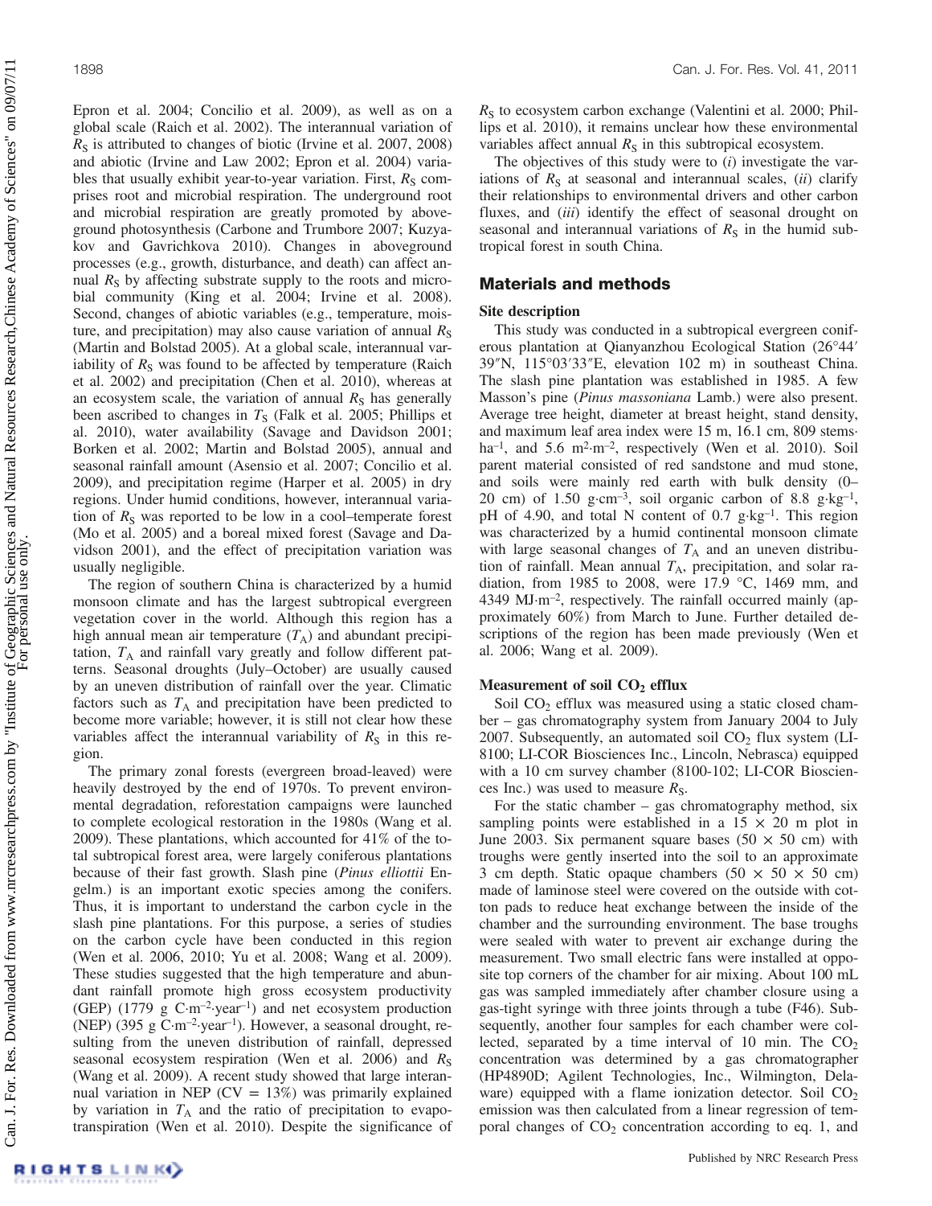Epron et al. 2004; Concilio et al. 2009), as well as on a global scale (Raich et al. 2002). The interannual variation of $R_S$ is attributed to changes of biotic (Irvine et al. 2007, 2008) and abiotic (Irvine and Law 2002; Epron et al. 2004) variables that usually exhibit year-to-year variation. First, $R_S$ comprises root and microbial respiration. The underground root and microbial respiration are greatly promoted by aboveground photosynthesis (Carbone and Trumbore 2007; Kuzyakov and Gavrichkova 2010). Changes in aboveground processes (e.g., growth, disturbance, and death) can affect annual $R_S$ by affecting substrate supply to the roots and microbial community (King et al. 2004; Irvine et al. 2008). Second, changes of abiotic variables (e.g., temperature, moisture, and precipitation) may also cause variation of annual $R_S$ (Martin and Bolstad 2005). At a global scale, interannual variability of $R_S$ was found to be affected by temperature (Raich et al. 2002) and precipitation (Chen et al. 2010), whereas at an ecosystem scale, the variation of annual $R_S$ has generally been ascribed to changes in $T_S$ (Falk et al. 2005; Phillips et al. 2010), water availability (Savage and Davidson 2001; Borken et al. 2002; Martin and Bolstad 2005), annual and seasonal rainfall amount (Asensio et al. 2007; Concilio et al. 2009), and precipitation regime (Harper et al. 2005) in dry regions. Under humid conditions, however, interannual variation of $R_S$ was reported to be low in a cool–temperate forest (Mo et al. 2005) and a boreal mixed forest (Savage and Davidson 2001), and the effect of precipitation variation was usually negligible.

The region of southern China is characterized by a humid monsoon climate and has the largest subtropical evergreen vegetation cover in the world. Although this region has a high annual mean air temperature ($T_A$) and abundant precipitation, $T_A$ and rainfall vary greatly and follow different patterns. Seasonal droughts (July–October) are usually caused by an uneven distribution of rainfall over the year. Climatic factors such as $T_A$ and precipitation have been predicted to become more variable; however, it is still not clear how these variables affect the interannual variability of $R_S$ in this region.

The primary zonal forests (evergreen broad-leaved) were heavily destroyed by the end of 1970s. To prevent environmental degradation, reforestation campaigns were launched to complete ecological restoration in the 1980s (Wang et al. 2009). These plantations, which accounted for 41% of the total subtropical forest area, were largely coniferous plantations because of their fast growth. Slash pine (*Pinus elliottii* Engelm.) is an important exotic species among the conifers. Thus, it is important to understand the carbon cycle in the slash pine plantations. For this purpose, a series of studies on the carbon cycle have been conducted in this region (Wen et al. 2006, 2010; Yu et al. 2008; Wang et al. 2009). These studies suggested that the high temperature and abundant rainfall promote high gross ecosystem productivity (GEP) (1779 g C·m$^{-2}$·year$^{-1}$) and net ecosystem production (NEP) (395 g C·m$^{-2}$·year$^{-1}$). However, a seasonal drought, resulting from the uneven distribution of rainfall, depressed seasonal ecosystem respiration (Wen et al. 2006) and $R_S$ (Wang et al. 2009). A recent study showed that large interannual variation in NEP (CV = 13%) was primarily explained by variation in $T_A$ and the ratio of precipitation to evapotranspiration (Wen et al. 2010). Despite the significance of $R_S$ to ecosystem carbon exchange (Valentini et al. 2000; Phillips et al. 2010), it remains unclear how these environmental variables affect annual $R_S$ in this subtropical ecosystem.

The objectives of this study were to (*i*) investigate the variations of $R_S$ at seasonal and interannual scales, (*ii*) clarify their relationships to environmental drivers and other carbon fluxes, and (*iii*) identify the effect of seasonal drought on seasonal and interannual variations of $R_S$ in the humid subtropical forest in south China.

## Materials and methods

### Site description

This study was conducted in a subtropical evergreen coniferous plantation at Qianyanzhou Ecological Station (26°44′39″N, 115°03′33″E, elevation 102 m) in southeast China. The slash pine plantation was established in 1985. A few Masson's pine (*Pinus massoniana* Lamb.) were also present. Average tree height, diameter at breast height, stand density, and maximum leaf area index were 15 m, 16.1 cm, 809 stems·ha$^{-1}$, and 5.6 m$^2$·m$^{-2}$, respectively (Wen et al. 2010). Soil parent material consisted of red sandstone and mud stone, and soils were mainly red earth with bulk density (0–20 cm) of 1.50 g·cm$^{-3}$, soil organic carbon of 8.8 g·kg$^{-1}$, pH of 4.90, and total N content of 0.7 g·kg$^{-1}$. This region was characterized by a humid continental monsoon climate with large seasonal changes of $T_A$ and an uneven distribution of rainfall. Mean annual $T_A$, precipitation, and solar radiation, from 1985 to 2008, were 17.9 °C, 1469 mm, and 4349 MJ·m$^{-2}$, respectively. The rainfall occurred mainly (approximately 60%) from March to June. Further detailed descriptions of the region has been made previously (Wen et al. 2006; Wang et al. 2009).

### Measurement of soil $CO_2$ efflux

Soil $CO_2$ efflux was measured using a static closed chamber – gas chromatography system from January 2004 to July 2007. Subsequently, an automated soil $CO_2$ flux system (LI-8100; LI-COR Biosciences Inc., Lincoln, Nebrasca) equipped with a 10 cm survey chamber (8100-102; LI-COR Biosciences Inc.) was used to measure $R_S$.

For the static chamber – gas chromatography method, six sampling points were established in a 15 × 20 m plot in June 2003. Six permanent square bases (50 × 50 cm) with troughs were gently inserted into the soil to an approximate 3 cm depth. Static opaque chambers (50 × 50 × 50 cm) made of laminose steel were covered on the outside with cotton pads to reduce heat exchange between the inside of the chamber and the surrounding environment. The base troughs were sealed with water to prevent air exchange during the measurement. Two small electric fans were installed at opposite top corners of the chamber for air mixing. About 100 mL gas was sampled immediately after chamber closure using a gas-tight syringe with three joints through a tube (F46). Subsequently, another four samples for each chamber were collected, separated by a time interval of 10 min. The $CO_2$ concentration was determined by a gas chromatographer (HP4890D; Agilent Technologies, Inc., Wilmington, Delaware) equipped with a flame ionization detector. Soil $CO_2$ emission was then calculated from a linear regression of temporal changes of $CO_2$ concentration according to eq. 1, and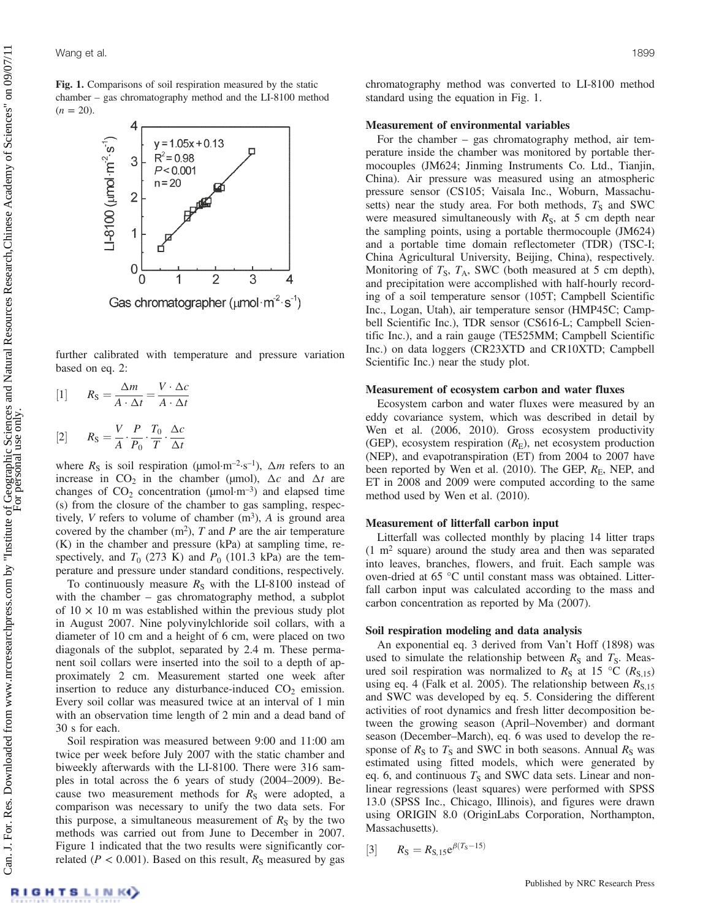**Fig. 1.** Comparisons of soil respiration measured by the static chamber – gas chromatography method and the LI-8100 method ($n$ = 20).

further calibrated with temperature and pressure variation based on eq. 2:

$$[1] \qquad R_S = \frac{\Delta m}{A \cdot \Delta t} = \frac{V \cdot \Delta c}{A \cdot \Delta t}$$

$$[2] \qquad R_S = \frac{V}{A} \cdot \frac{P}{P_0} \cdot \frac{T_0}{T} \cdot \frac{\Delta c}{\Delta t}$$

where $R_S$ is soil respiration (μmol·m$^{-2}$·s$^{-1}$), $\Delta m$ refers to an increase in $CO_2$ in the chamber (μmol), $\Delta c$ and $\Delta t$ are changes of $CO_2$ concentration (μmol·m$^{-3}$) and elapsed time (s) from the closure of the chamber to gas sampling, respectively, $V$ refers to volume of chamber (m$^3$), $A$ is ground area covered by the chamber (m$^2$), $T$ and $P$ are the air temperature (K) in the chamber and pressure (kPa) at sampling time, respectively, and $T_0$ (273 K) and $P_0$ (101.3 kPa) are the temperature and pressure under standard conditions, respectively.

To continuously measure $R_S$ with the LI-8100 instead of with the chamber – gas chromatography method, a subplot of 10 × 10 m was established within the previous study plot in August 2007. Nine polyvinylchloride soil collars, with a diameter of 10 cm and a height of 6 cm, were placed on two diagonals of the subplot, separated by 2.4 m. These permanent soil collars were inserted into the soil to a depth of approximately 2 cm. Measurement started one week after insertion to reduce any disturbance-induced $CO_2$ emission. Every soil collar was measured twice at an interval of 1 min with an observation time length of 2 min and a dead band of 30 s for each.

Soil respiration was measured between 9:00 and 11:00 am twice per week before July 2007 with the static chamber and biweekly afterwards with the LI-8100. There were 316 samples in total across the 6 years of study (2004–2009). Because two measurement methods for $R_S$ were adopted, a comparison was necessary to unify the two data sets. For this purpose, a simultaneous measurement of $R_S$ by the two methods was carried out from June to December in 2007. Figure 1 indicated that the two results were significantly correlated ($P$ < 0.001). Based on this result, $R_S$ measured by gas chromatography method was converted to LI-8100 method standard using the equation in Fig. 1.

### Measurement of environmental variables

For the chamber – gas chromatography method, air temperature inside the chamber was monitored by portable thermocouples (JM624; Jinming Instruments Co. Ltd., Tianjin, China). Air pressure was measured using an atmospheric pressure sensor (CS105; Vaisala Inc., Woburn, Massachusetts) near the study area. For both methods, $T_S$ and SWC were measured simultaneously with $R_S$, at 5 cm depth near the sampling points, using a portable thermocouple (JM624) and a portable time domain reflectometer (TDR) (TSC-I; China Agricultural University, Beijing, China), respectively. Monitoring of $T_S$, $T_A$, SWC (both measured at 5 cm depth), and precipitation were accomplished with half-hourly recording of a soil temperature sensor (105T; Campbell Scientific Inc., Logan, Utah), air temperature sensor (HMP45C; Campbell Scientific Inc.), TDR sensor (CS616-L; Campbell Scientific Inc.), and a rain gauge (TE525MM; Campbell Scientific Inc.) on data loggers (CR23XTD and CR10XTD; Campbell Scientific Inc.) near the study plot.

### Measurement of ecosystem carbon and water fluxes

Ecosystem carbon and water fluxes were measured by an eddy covariance system, which was described in detail by Wen et al. (2006, 2010). Gross ecosystem productivity (GEP), ecosystem respiration ($R_E$), net ecosystem production (NEP), and evapotranspiration (ET) from 2004 to 2007 have been reported by Wen et al. (2010). The GEP, $R_E$, NEP, and ET in 2008 and 2009 were computed according to the same method used by Wen et al. (2010).

### Measurement of litterfall carbon input

Litterfall was collected monthly by placing 14 litter traps (1 m$^2$ square) around the study area and then was separated into leaves, branches, flowers, and fruit. Each sample was oven-dried at 65 °C until constant mass was obtained. Litterfall carbon input was calculated according to the mass and carbon concentration as reported by Ma (2007).

### Soil respiration modeling and data analysis

An exponential eq. 3 derived from Van't Hoff (1898) was used to simulate the relationship between $R_S$ and $T_S$. Measured soil respiration was normalized to $R_S$ at 15 °C ($R_{S,15}$) using eq. 4 (Falk et al. 2005). The relationship between $R_{S,15}$ and SWC was developed by eq. 5. Considering the different activities of root dynamics and fresh litter decomposition between the growing season (April–November) and dormant season (December–March), eq. 6 was used to develop the response of $R_S$ to $T_S$ and SWC in both seasons. Annual $R_S$ was estimated using fitted models, which were generated by eq. 6, and continuous $T_S$ and SWC data sets. Linear and nonlinear regressions (least squares) were performed with SPSS 13.0 (SPSS Inc., Chicago, Illinois), and figures were drawn using ORIGIN 8.0 (OriginLabs Corporation, Northampton, Massachusetts).

$$[3] \qquad R_S = R_{S,15} e^{\beta(T_S - 15)}$$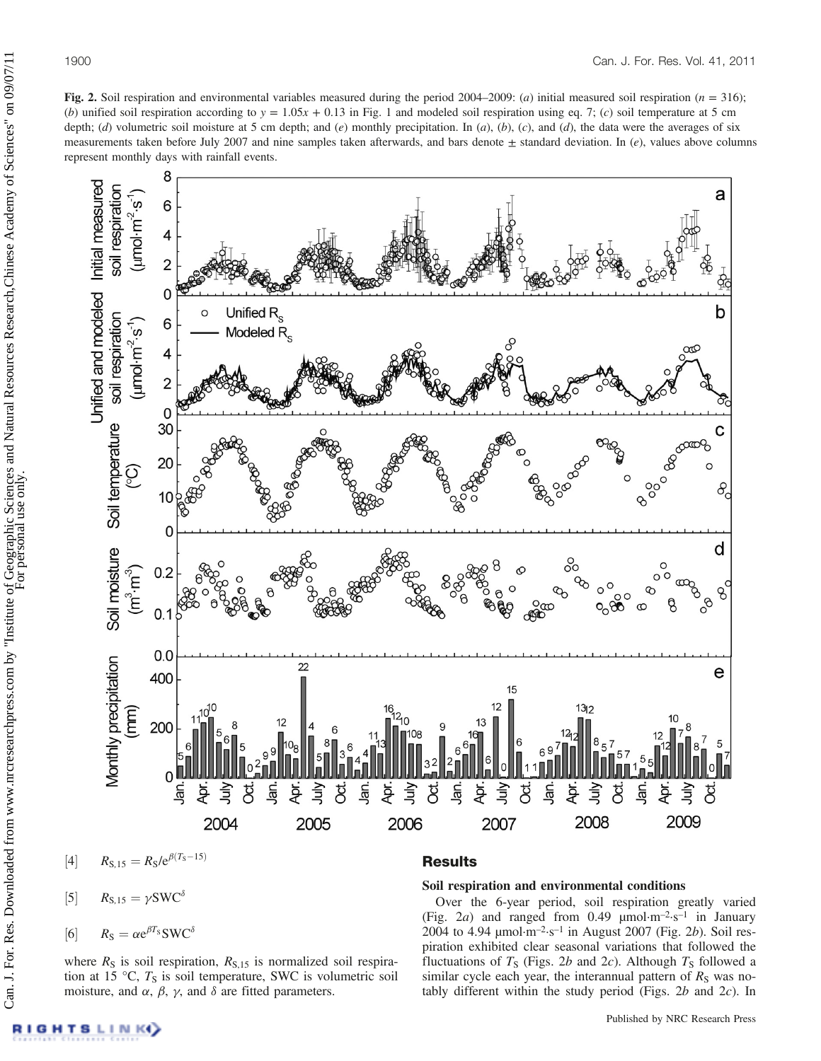**Fig. 2.** Soil respiration and environmental variables measured during the period 2004–2009: (*a*) initial measured soil respiration ($n$ = 316); (*b*) unified soil respiration according to $y = 1.05x + 0.13$ in Fig. 1 and modeled soil respiration using eq. 7; (*c*) soil temperature at 5 cm depth; (*d*) volumetric soil moisture at 5 cm depth; and (*e*) monthly precipitation. In (*a*), (*b*), (*c*), and (*d*), the data were the averages of six measurements taken before July 2007 and nine samples taken afterwards, and bars denote ± standard deviation. In (*e*), values above columns represent monthly days with rainfall events.

$$[4] \quad R_{S,15} = R_S / e^{\beta(T_S - 15)}$$

$$[5] \quad R_{S,15} = \gamma \text{SWC}^{\delta}$$

$$[6] \quad R_S = \alpha e^{\beta T_S} \text{SWC}^{\delta}$$

where $R_S$ is soil respiration, $R_{S,15}$ is normalized soil respiration at 15 °C, $T_S$ is soil temperature, SWC is volumetric soil moisture, and $\alpha$, $\beta$, $\gamma$, and $\delta$ are fitted parameters.

## Results

### Soil respiration and environmental conditions

Over the 6-year period, soil respiration greatly varied (Fig. 2*a*) and ranged from 0.49 μmol·m$^{-2}$·s$^{-1}$ in January 2004 to 4.94 μmol·m$^{-2}$·s$^{-1}$ in August 2007 (Fig. 2*b*). Soil respiration exhibited clear seasonal variations that followed the fluctuations of $T_S$ (Figs. 2*b* and 2*c*). Although $T_S$ followed a similar cycle each year, the interannual pattern of $R_S$ was notably different within the study period (Figs. 2*b* and 2*c*). In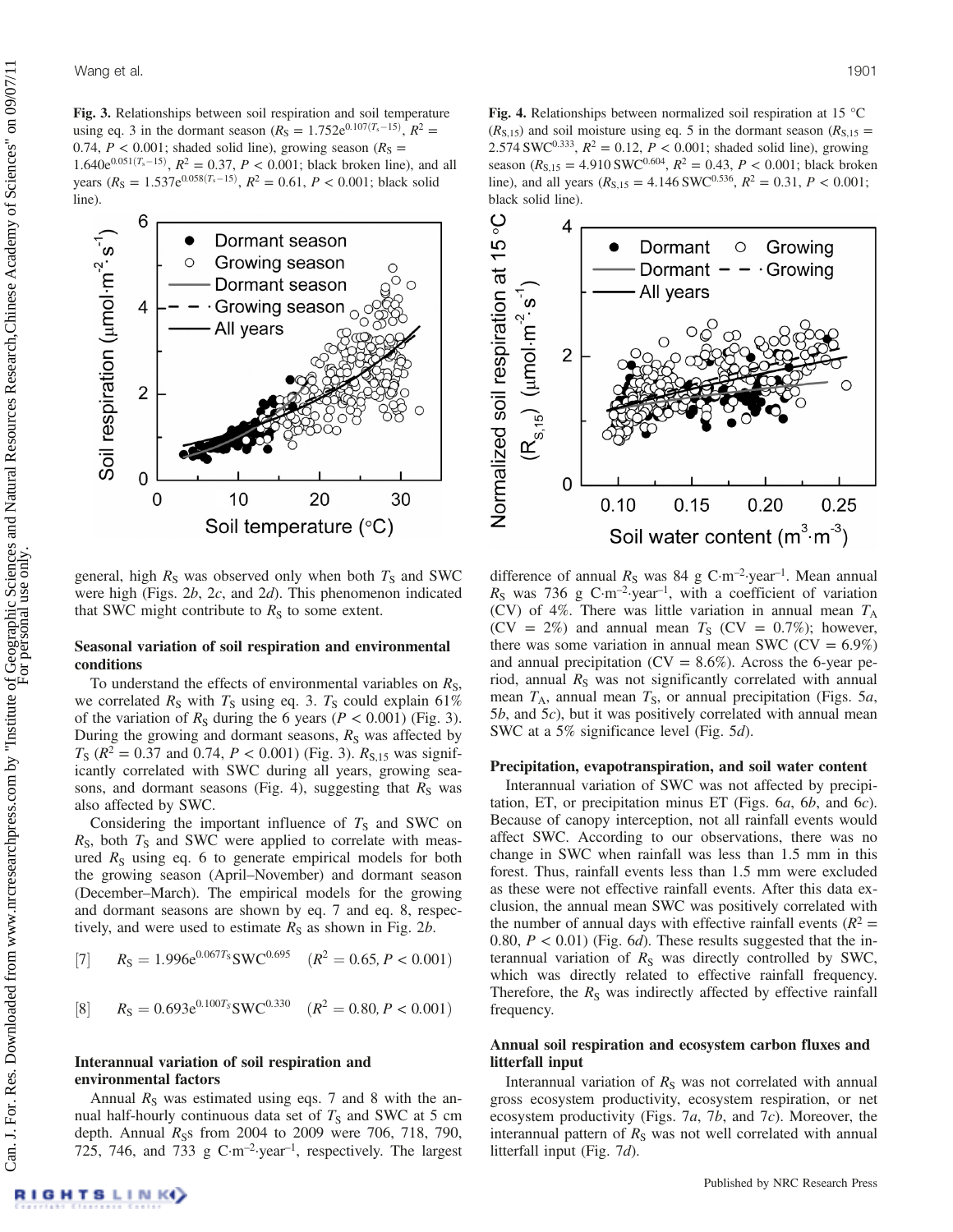**Fig. 3.** Relationships between soil respiration and soil temperature using eq. 3 in the dormant season ($R_S = 1.752e^{0.107(T_s-15)}$, $R^2 = 0.74$, $P < 0.001$; shaded solid line), growing season ($R_S = 1.640e^{0.051(T_s-15)}$, $R^2 = 0.37$, $P < 0.001$; black broken line), and all years ($R_S = 1.537e^{0.058(T_s-15)}$, $R^2 = 0.61$, $P < 0.001$; black solid line).

**Fig. 4.** Relationships between normalized soil respiration at 15 °C ($R_{S,15}$) and soil moisture using eq. 5 in the dormant season ($R_{S,15} = 2.574\,\mathrm{SWC}^{0.333}$, $R^2 = 0.12$, $P < 0.001$; shaded solid line), growing season ($R_{S,15} = 4.910\,\mathrm{SWC}^{0.604}$, $R^2 = 0.43$, $P < 0.001$; black broken line), and all years ($R_{S,15} = 4.146\,\mathrm{SWC}^{0.536}$, $R^2 = 0.31$, $P < 0.001$; black solid line).

general, high $R_S$ was observed only when both $T_S$ and SWC were high (Figs. 2*b*, 2*c*, and 2*d*). This phenomenon indicated that SWC might contribute to $R_S$ to some extent.

### Seasonal variation of soil respiration and environmental conditions

To understand the effects of environmental variables on $R_S$, we correlated $R_S$ with $T_S$ using eq. 3. $T_S$ could explain 61% of the variation of $R_S$ during the 6 years ($P < 0.001$) (Fig. 3). During the growing and dormant seasons, $R_S$ was affected by $T_S$ ($R^2 = 0.37$ and 0.74, $P < 0.001$) (Fig. 3). $R_{S,15}$ was significantly correlated with SWC during all years, growing seasons, and dormant seasons (Fig. 4), suggesting that $R_S$ was also affected by SWC.

Considering the important influence of $T_S$ and SWC on $R_S$, both $T_S$ and SWC were applied to correlate with measured $R_S$ using eq. 6 to generate empirical models for both the growing season (April–November) and dormant season (December–March). The empirical models for the growing and dormant seasons are shown by eq. 7 and eq. 8, respectively, and were used to estimate $R_S$ as shown in Fig. 2*b*.

$$[7] \quad R_S = 1.996e^{0.067T_S}\mathrm{SWC}^{0.695} \quad (R^2 = 0.65,\ P < 0.001)$$

$$[8] \quad R_S = 0.693e^{0.100T_S}\mathrm{SWC}^{0.330} \quad (R^2 = 0.80,\ P < 0.001)$$

### Interannual variation of soil respiration and environmental factors

Annual $R_S$ was estimated using eqs. 7 and 8 with the annual half-hourly continuous data set of $T_S$ and SWC at 5 cm depth. Annual $R_S$s from 2004 to 2009 were 706, 718, 790, 725, 746, and 733 g C·m$^{-2}$·year$^{-1}$, respectively. The largest difference of annual $R_S$ was 84 g C·m$^{-2}$·year$^{-1}$. Mean annual $R_S$ was 736 g C·m$^{-2}$·year$^{-1}$, with a coefficient of variation (CV) of 4%. There was little variation in annual mean $T_A$ (CV = 2%) and annual mean $T_S$ (CV = 0.7%); however, there was some variation in annual mean SWC (CV = 6.9%) and annual precipitation (CV = 8.6%). Across the 6-year period, annual $R_S$ was not significantly correlated with annual mean $T_A$, annual mean $T_S$, or annual precipitation (Figs. 5*a*, 5*b*, and 5*c*), but it was positively correlated with annual mean SWC at a 5% significance level (Fig. 5*d*).

### Precipitation, evapotranspiration, and soil water content

Interannual variation of SWC was not affected by precipitation, ET, or precipitation minus ET (Figs. 6*a*, 6*b*, and 6*c*). Because of canopy interception, not all rainfall events would affect SWC. According to our observations, there was no change in SWC when rainfall was less than 1.5 mm in this forest. Thus, rainfall events less than 1.5 mm were excluded as these were not effective rainfall events. After this data exclusion, the annual mean SWC was positively correlated with the number of annual days with effective rainfall events ($R^2 = 0.80$, $P < 0.01$) (Fig. 6*d*). These results suggested that the interannual variation of $R_S$ was directly controlled by SWC, which was directly related to effective rainfall frequency. Therefore, the $R_S$ was indirectly affected by effective rainfall frequency.

### Annual soil respiration and ecosystem carbon fluxes and litterfall input

Interannual variation of $R_S$ was not correlated with annual gross ecosystem productivity, ecosystem respiration, or net ecosystem productivity (Figs. 7*a*, 7*b*, and 7*c*). Moreover, the interannual pattern of $R_S$ was not well correlated with annual litterfall input (Fig. 7*d*).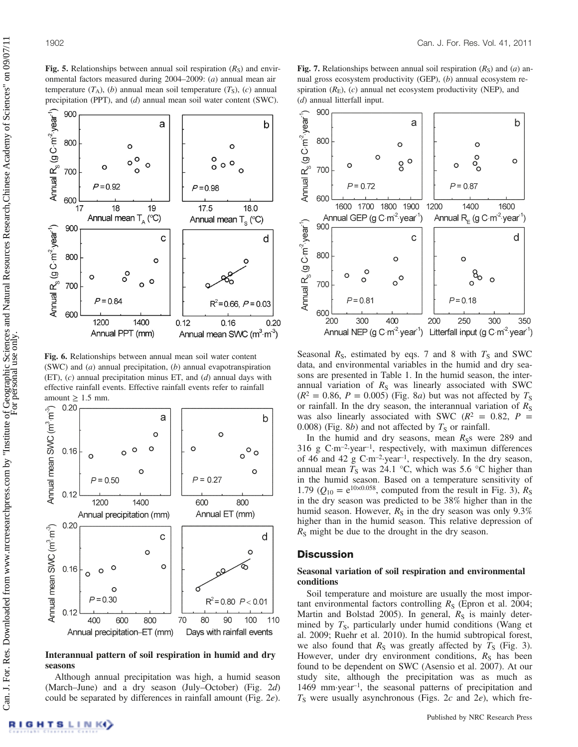**Fig. 5.** Relationships between annual soil respiration ($R_S$) and environmental factors measured during 2004–2009: (*a*) annual mean air temperature ($T_A$), (*b*) annual mean soil temperature ($T_S$), (*c*) annual precipitation (PPT), and (*d*) annual mean soil water content (SWC).

**Fig. 6.** Relationships between annual mean soil water content (SWC) and (*a*) annual precipitation, (*b*) annual evapotranspiration (ET), (*c*) annual precipitation minus ET, and (*d*) annual days with effective rainfall events. Effective rainfall events refer to rainfall amount ≥ 1.5 mm.

### Interannual pattern of soil respiration in humid and dry seasons

Although annual precipitation was high, a humid season (March–June) and a dry season (July–October) (Fig. 2*d*) could be separated by differences in rainfall amount (Fig. 2*e*).

**Fig. 7.** Relationships between annual soil respiration ($R_S$) and (*a*) annual gross ecosystem productivity (GEP), (*b*) annual ecosystem respiration ($R_E$), (*c*) annual net ecosystem productivity (NEP), and (*d*) annual litterfall input.

Seasonal $R_S$, estimated by eqs. 7 and 8 with $T_S$ and SWC data, and environmental variables in the humid and dry seasons are presented in Table 1. In the humid season, the interannual variation of $R_S$ was linearly associated with SWC ($R^2$ = 0.86, $P$ = 0.005) (Fig. 8*a*) but was not affected by $T_S$ or rainfall. In the dry season, the interannual variation of $R_S$ was also linearly associated with SWC ($R^2$ = 0.82, $P$ = 0.008) (Fig. 8*b*) and not affected by $T_S$ or rainfall.

In the humid and dry seasons, mean $R_S$s were 289 and 316 g C·m$^{-2}$·year$^{-1}$, respectively, with maximun differences of 46 and 42 g C·m$^{-2}$·year$^{-1}$, respectively. In the dry season, annual mean $T_S$ was 24.1 °C, which was 5.6 °C higher than in the humid season. Based on a temperature sensitivity of 1.79 ($Q_{10} = e^{10\times0.058}$, computed from the result in Fig. 3), $R_S$ in the dry season was predicted to be 38% higher than in the humid season. However, $R_S$ in the dry season was only 9.3% higher than in the humid season. This relative depression of $R_S$ might be due to the drought in the dry season.

## Discussion

### Seasonal variation of soil respiration and environmental conditions

Soil temperature and moisture are usually the most important environmental factors controlling $R_S$ (Epron et al. 2004; Martin and Bolstad 2005). In general, $R_S$ is mainly determined by $T_S$, particularly under humid conditions (Wang et al. 2009; Ruehr et al. 2010). In the humid subtropical forest, we also found that $R_S$ was greatly affected by $T_S$ (Fig. 3). However, under dry environment conditions, $R_S$ has been found to be dependent on SWC (Asensio et al. 2007). At our study site, although the precipitation was as much as 1469 mm·year$^{-1}$, the seasonal patterns of precipitation and $T_S$ were usually asynchronous (Figs. 2*c* and 2*e*), which fre-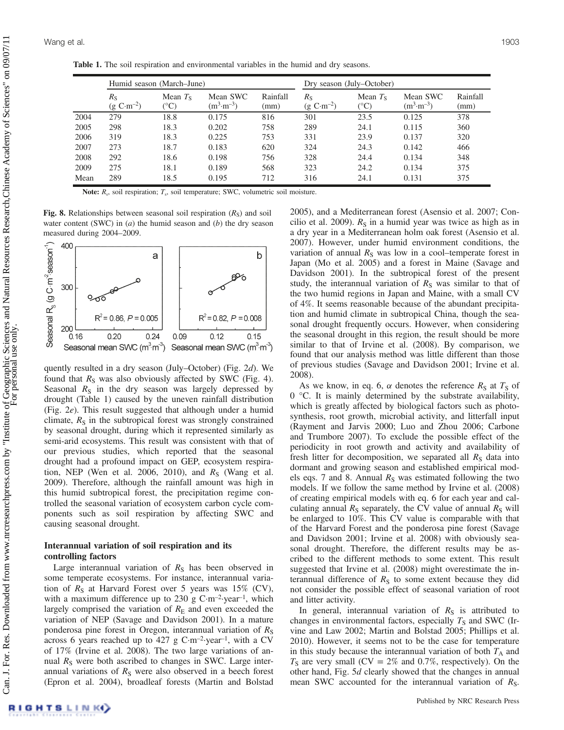**Table 1.** The soil respiration and environmental variables in the humid and dry seasons.

| | Humid season (March–June) | | | | Dry season (July–October) | | | |
|---|---|---|---|---|---|---|---|---|
| | $R_S$ (g C·m$^{-2}$) | Mean $T_S$ (°C) | Mean SWC (m$^3$·m$^{-3}$) | Rainfall (mm) | $R_S$ (g C·m$^{-2}$) | Mean $T_S$ (°C) | Mean SWC (m$^3$·m$^{-3}$) | Rainfall (mm) |
| 2004 | 279 | 18.8 | 0.175 | 816 | 301 | 23.5 | 0.125 | 378 |
| 2005 | 298 | 18.3 | 0.202 | 758 | 289 | 24.1 | 0.115 | 360 |
| 2006 | 319 | 18.3 | 0.225 | 753 | 331 | 23.9 | 0.137 | 320 |
| 2007 | 273 | 18.7 | 0.183 | 620 | 324 | 24.3 | 0.142 | 466 |
| 2008 | 292 | 18.6 | 0.198 | 756 | 328 | 24.4 | 0.134 | 348 |
| 2009 | 275 | 18.1 | 0.189 | 568 | 323 | 24.2 | 0.134 | 375 |
| Mean | 289 | 18.5 | 0.195 | 712 | 316 | 24.1 | 0.131 | 375 |

**Note:** $R_s$, soil respiration; $T_s$, soil temperature; SWC, volumetric soil moisture.

**Fig. 8.** Relationships between seasonal soil respiration ($R_S$) and soil water content (SWC) in (*a*) the humid season and (*b*) the dry season measured during 2004–2009.

quently resulted in a dry season (July–October) (Fig. 2*d*). We found that $R_S$ was also obviously affected by SWC (Fig. 4). Seasonal $R_S$ in the dry season was largely depressed by drought (Table 1) caused by the uneven rainfall distribution (Fig. 2*e*). This result suggested that although under a humid climate, $R_S$ in the subtropical forest was strongly constrained by seasonal drought, during which it represented similarly as semi-arid ecosystems. This result was consistent with that of our previous studies, which reported that the seasonal drought had a profound impact on GEP, ecosystem respiration, NEP (Wen et al. 2006, 2010), and $R_S$ (Wang et al. 2009). Therefore, although the rainfall amount was high in this humid subtropical forest, the precipitation regime controlled the seasonal variation of ecosystem carbon cycle components such as soil respiration by affecting SWC and causing seasonal drought.

## Interannual variation of soil respiration and its controlling factors

Large interannual variation of $R_S$ has been observed in some temperate ecosystems. For instance, interannual variation of $R_S$ at Harvard Forest over 5 years was 15% (CV), with a maximum difference up to 230 g C·m$^{-2}$·year$^{-1}$, which largely comprised the variation of $R_E$ and even exceeded the variation of NEP (Savage and Davidson 2001). In a mature ponderosa pine forest in Oregon, interannual variation of $R_S$ across 6 years reached up to 427 g C·m$^{-2}$·year$^{-1}$, with a CV of 17% (Irvine et al. 2008). The two large variations of annual $R_S$ were both ascribed to changes in SWC. Large interannual variations of $R_S$ were also observed in a beech forest (Epron et al. 2004), broadleaf forests (Martin and Bolstad 2005), and a Mediterranean forest (Asensio et al. 2007; Concilio et al. 2009). $R_S$ in a humid year was twice as high as in a dry year in a Mediterranean holm oak forest (Asensio et al. 2007). However, under humid environment conditions, the variation of annual $R_S$ was low in a cool–temperate forest in Japan (Mo et al. 2005) and a forest in Maine (Savage and Davidson 2001). In the subtropical forest of the present study, the interannual variation of $R_S$ was similar to that of the two humid regions in Japan and Maine, with a small CV of 4%. It seems reasonable because of the abundant precipitation and humid climate in subtropical China, though the seasonal drought frequently occurs. However, when considering the seasonal drought in this region, the result should be more similar to that of Irvine et al. (2008). By comparison, we found that our analysis method was little different than those of previous studies (Savage and Davidson 2001; Irvine et al. 2008).

As we know, in eq. 6, $\alpha$ denotes the reference $R_S$ at $T_S$ of 0 °C. It is mainly determined by the substrate availability, which is greatly affected by biological factors such as photosynthesis, root growth, microbial activity, and litterfall input (Rayment and Jarvis 2000; Luo and Zhou 2006; Carbone and Trumbore 2007). To exclude the possible effect of the periodicity in root growth and activity and availability of fresh litter for decomposition, we separated all $R_S$ data into dormant and growing season and established empirical models eqs. 7 and 8. Annual $R_S$ was estimated following the two models. If we follow the same method by Irvine et al. (2008) of creating empirical models with eq. 6 for each year and calculating annual $R_S$ separately, the CV value of annual $R_S$ will be enlarged to 10%. This CV value is comparable with that of the Harvard Forest and the ponderosa pine forest (Savage and Davidson 2001; Irvine et al. 2008) with obviously seasonal drought. Therefore, the different results may be ascribed to the different methods to some extent. This result suggested that Irvine et al. (2008) might overestimate the interannual difference of $R_S$ to some extent because they did not consider the possible effect of seasonal variation of root and litter activity.

In general, interannual variation of $R_S$ is attributed to changes in environmental factors, especially $T_S$ and SWC (Irvine and Law 2002; Martin and Bolstad 2005; Phillips et al. 2010). However, it seems not to be the case for temperature in this study because the interannual variation of both $T_A$ and $T_S$ are very small (CV = 2% and 0.7%, respectively). On the other hand, Fig. 5*d* clearly showed that the changes in annual mean SWC accounted for the interannual variation of $R_S$.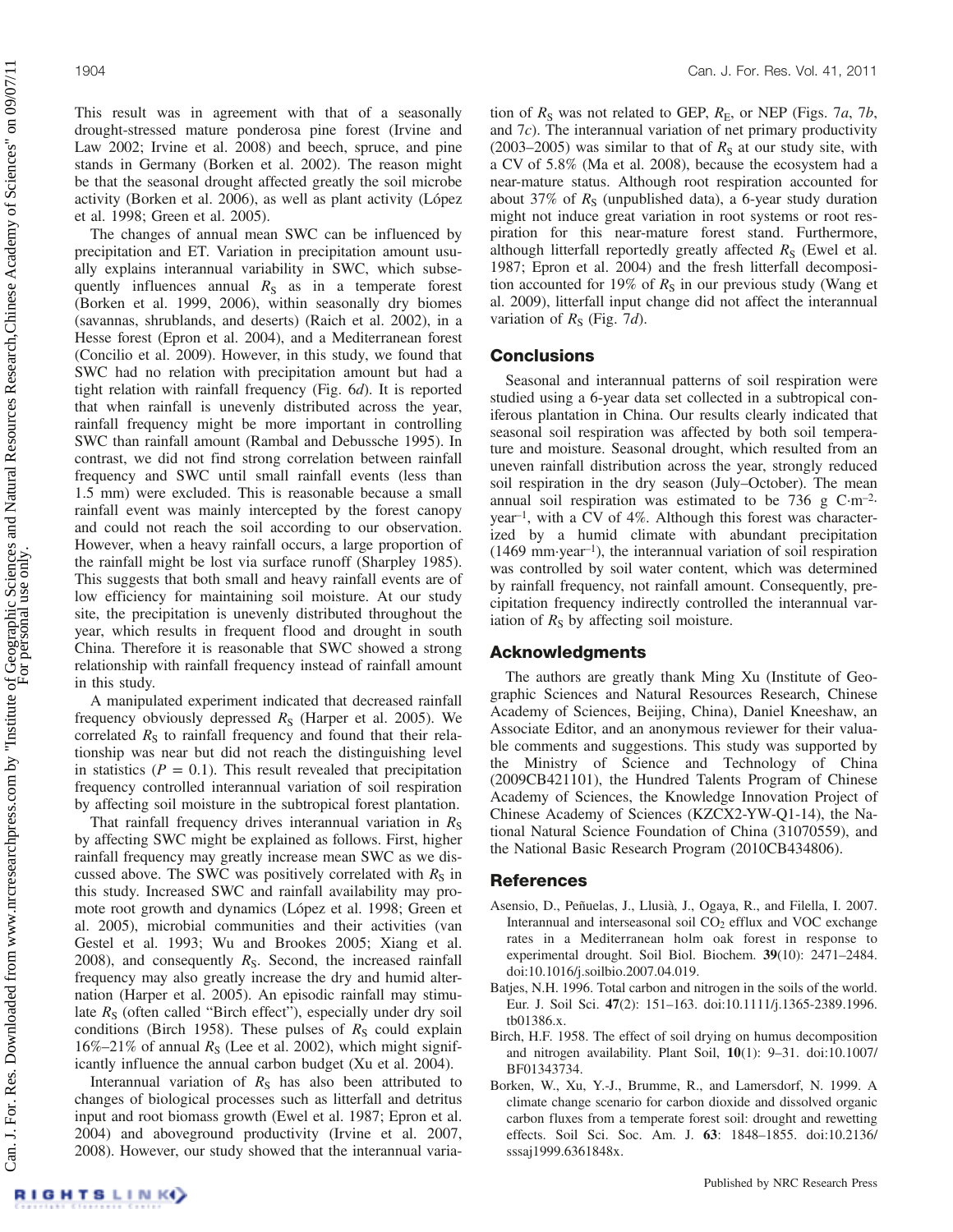This result was in agreement with that of a seasonally drought-stressed mature ponderosa pine forest (Irvine and Law 2002; Irvine et al. 2008) and beech, spruce, and pine stands in Germany (Borken et al. 2002). The reason might be that the seasonal drought affected greatly the soil microbe activity (Borken et al. 2006), as well as plant activity (López et al. 1998; Green et al. 2005).

The changes of annual mean SWC can be influenced by precipitation and ET. Variation in precipitation amount usually explains interannual variability in SWC, which subsequently influences annual $R_S$ as in a temperate forest (Borken et al. 1999, 2006), within seasonally dry biomes (savannas, shrublands, and deserts) (Raich et al. 2002), in a Hesse forest (Epron et al. 2004), and a Mediterranean forest (Concilio et al. 2009). However, in this study, we found that SWC had no relation with precipitation amount but had a tight relation with rainfall frequency (Fig. 6*d*). It is reported that when rainfall is unevenly distributed across the year, rainfall frequency might be more important in controlling SWC than rainfall amount (Rambal and Debussche 1995). In contrast, we did not find strong correlation between rainfall frequency and SWC until small rainfall events (less than 1.5 mm) were excluded. This is reasonable because a small rainfall event was mainly intercepted by the forest canopy and could not reach the soil according to our observation. However, when a heavy rainfall occurs, a large proportion of the rainfall might be lost via surface runoff (Sharpley 1985). This suggests that both small and heavy rainfall events are of low efficiency for maintaining soil moisture. At our study site, the precipitation is unevenly distributed throughout the year, which results in frequent flood and drought in south China. Therefore it is reasonable that SWC showed a strong relationship with rainfall frequency instead of rainfall amount in this study.

A manipulated experiment indicated that decreased rainfall frequency obviously depressed $R_S$ (Harper et al. 2005). We correlated $R_S$ to rainfall frequency and found that their relationship was near but did not reach the distinguishing level in statistics ($P = 0.1$). This result revealed that precipitation frequency controlled interannual variation of soil respiration by affecting soil moisture in the subtropical forest plantation.

That rainfall frequency drives interannual variation in $R_S$ by affecting SWC might be explained as follows. First, higher rainfall frequency may greatly increase mean SWC as we discussed above. The SWC was positively correlated with $R_S$ in this study. Increased SWC and rainfall availability may promote root growth and dynamics (López et al. 1998; Green et al. 2005), microbial communities and their activities (van Gestel et al. 1993; Wu and Brookes 2005; Xiang et al. 2008), and consequently $R_S$. Second, the increased rainfall frequency may also greatly increase the dry and humid alternation (Harper et al. 2005). An episodic rainfall may stimulate $R_S$ (often called "Birch effect"), especially under dry soil conditions (Birch 1958). These pulses of $R_S$ could explain 16%–21% of annual $R_S$ (Lee et al. 2002), which might significantly influence the annual carbon budget (Xu et al. 2004).

Interannual variation of $R_S$ has also been attributed to changes of biological processes such as litterfall and detritus input and root biomass growth (Ewel et al. 1987; Epron et al. 2004) and aboveground productivity (Irvine et al. 2007, 2008). However, our study showed that the interannual variation of $R_S$ was not related to GEP, $R_E$, or NEP (Figs. 7*a*, 7*b*, and 7*c*). The interannual variation of net primary productivity (2003–2005) was similar to that of $R_S$ at our study site, with a CV of 5.8% (Ma et al. 2008), because the ecosystem had a near-mature status. Although root respiration accounted for about 37% of $R_S$ (unpublished data), a 6-year study duration might not induce great variation in root systems or root respiration for this near-mature forest stand. Furthermore, although litterfall reportedly greatly affected $R_S$ (Ewel et al. 1987; Epron et al. 2004) and the fresh litterfall decomposition accounted for 19% of $R_S$ in our previous study (Wang et al. 2009), litterfall input change did not affect the interannual variation of $R_S$ (Fig. 7*d*).

## Conclusions

Seasonal and interannual patterns of soil respiration were studied using a 6-year data set collected in a subtropical coniferous plantation in China. Our results clearly indicated that seasonal soil respiration was affected by both soil temperature and moisture. Seasonal drought, which resulted from an uneven rainfall distribution across the year, strongly reduced soil respiration in the dry season (July–October). The mean annual soil respiration was estimated to be 736 g $C{\cdot}m^{-2}{\cdot}year^{-1}$, with a CV of 4%. Although this forest was characterized by a humid climate with abundant precipitation (1469 $mm{\cdot}year^{-1}$), the interannual variation of soil respiration was controlled by soil water content, which was determined by rainfall frequency, not rainfall amount. Consequently, precipitation frequency indirectly controlled the interannual variation of $R_S$ by affecting soil moisture.

## Acknowledgments

The authors are greatly thank Ming Xu (Institute of Geographic Sciences and Natural Resources Research, Chinese Academy of Sciences, Beijing, China), Daniel Kneeshaw, an Associate Editor, and an anonymous reviewer for their valuable comments and suggestions. This study was supported by the Ministry of Science and Technology of China (2009CB421101), the Hundred Talents Program of Chinese Academy of Sciences, the Knowledge Innovation Project of Chinese Academy of Sciences (KZCX2-YW-Q1-14), the National Natural Science Foundation of China (31070559), and the National Basic Research Program (2010CB434806).

## References

Asensio, D., Peñuelas, J., Llusià, J., Ogaya, R., and Filella, I. 2007. Interannual and interseasonal soil $CO_2$ efflux and VOC exchange rates in a Mediterranean holm oak forest in response to experimental drought. Soil Biol. Biochem. **39**(10): 2471–2484. doi:10.1016/j.soilbio.2007.04.019.

Batjes, N.H. 1996. Total carbon and nitrogen in the soils of the world. Eur. J. Soil Sci. **47**(2): 151–163. doi:10.1111/j.1365-2389.1996.tb01386.x.

Birch, H.F. 1958. The effect of soil drying on humus decomposition and nitrogen availability. Plant Soil, **10**(1): 9–31. doi:10.1007/BF01343734.

Borken, W., Xu, Y.-J., Brumme, R., and Lamersdorf, N. 1999. A climate change scenario for carbon dioxide and dissolved organic carbon fluxes from a temperate forest soil: drought and rewetting effects. Soil Sci. Soc. Am. J. **63**: 1848–1855. doi:10.2136/sssaj1999.6361848x.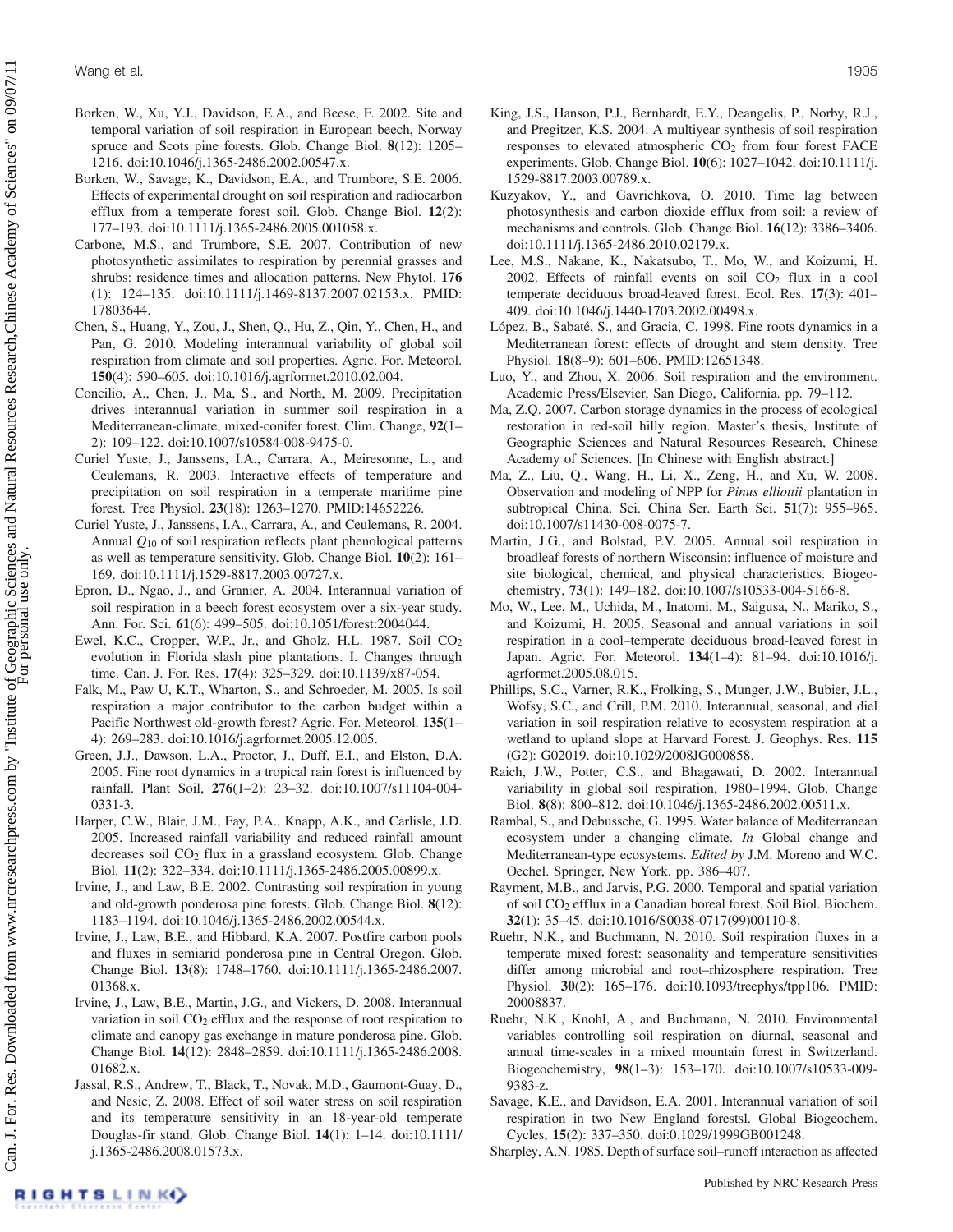Borken, W., Xu, Y.J., Davidson, E.A., and Beese, F. 2002. Site and temporal variation of soil respiration in European beech, Norway spruce and Scots pine forests. Glob. Change Biol. **8**(12): 1205–1216. doi:10.1046/j.1365-2486.2002.00547.x.

Borken, W., Savage, K., Davidson, E.A., and Trumbore, S.E. 2006. Effects of experimental drought on soil respiration and radiocarbon efflux from a temperate forest soil. Glob. Change Biol. **12**(2): 177–193. doi:10.1111/j.1365-2486.2005.001058.x.

Carbone, M.S., and Trumbore, S.E. 2007. Contribution of new photosynthetic assimilates to respiration by perennial grasses and shrubs: residence times and allocation patterns. New Phytol. **176** (1): 124–135. doi:10.1111/j.1469-8137.2007.02153.x. PMID: 17803644.

Chen, S., Huang, Y., Zou, J., Shen, Q., Hu, Z., Qin, Y., Chen, H., and Pan, G. 2010. Modeling interannual variability of global soil respiration from climate and soil properties. Agric. For. Meteorol. **150**(4): 590–605. doi:10.1016/j.agrformet.2010.02.004.

Concilio, A., Chen, J., Ma, S., and North, M. 2009. Precipitation drives interannual variation in summer soil respiration in a Mediterranean-climate, mixed-conifer forest. Clim. Change, **92**(1–2): 109–122. doi:10.1007/s10584-008-9475-0.

Curiel Yuste, J., Janssens, I.A., Carrara, A., Meiresonne, L., and Ceulemans, R. 2003. Interactive effects of temperature and precipitation on soil respiration in a temperate maritime pine forest. Tree Physiol. **23**(18): 1263–1270. PMID:14652226.

Curiel Yuste, J., Janssens, I.A., Carrara, A., and Ceulemans, R. 2004. Annual $Q_{10}$ of soil respiration reflects plant phenological patterns as well as temperature sensitivity. Glob. Change Biol. **10**(2): 161–169. doi:10.1111/j.1529-8817.2003.00727.x.

Epron, D., Ngao, J., and Granier, A. 2004. Interannual variation of soil respiration in a beech forest ecosystem over a six-year study. Ann. For. Sci. **61**(6): 499–505. doi:10.1051/forest:2004044.

Ewel, K.C., Cropper, W.P., Jr., and Gholz, H.L. 1987. Soil $CO_2$ evolution in Florida slash pine plantations. I. Changes through time. Can. J. For. Res. **17**(4): 325–329. doi:10.1139/x87-054.

Falk, M., Paw U, K.T., Wharton, S., and Schroeder, M. 2005. Is soil respiration a major contributor to the carbon budget within a Pacific Northwest old-growth forest? Agric. For. Meteorol. **135**(1–4): 269–283. doi:10.1016/j.agrformet.2005.12.005.

Green, J.J., Dawson, L.A., Proctor, J., Duff, E.I., and Elston, D.A. 2005. Fine root dynamics in a tropical rain forest is influenced by rainfall. Plant Soil, **276**(1–2): 23–32. doi:10.1007/s11104-004-0331-3.

Harper, C.W., Blair, J.M., Fay, P.A., Knapp, A.K., and Carlisle, J.D. 2005. Increased rainfall variability and reduced rainfall amount decreases soil $CO_2$ flux in a grassland ecosystem. Glob. Change Biol. **11**(2): 322–334. doi:10.1111/j.1365-2486.2005.00899.x.

Irvine, J., and Law, B.E. 2002. Contrasting soil respiration in young and old-growth ponderosa pine forests. Glob. Change Biol. **8**(12): 1183–1194. doi:10.1046/j.1365-2486.2002.00544.x.

Irvine, J., Law, B.E., and Hibbard, K.A. 2007. Postfire carbon pools and fluxes in semiarid ponderosa pine in Central Oregon. Glob. Change Biol. **13**(8): 1748–1760. doi:10.1111/j.1365-2486.2007.01368.x.

Irvine, J., Law, B.E., Martin, J.G., and Vickers, D. 2008. Interannual variation in soil $CO_2$ efflux and the response of root respiration to climate and canopy gas exchange in mature ponderosa pine. Glob. Change Biol. **14**(12): 2848–2859. doi:10.1111/j.1365-2486.2008.01682.x.

Jassal, R.S., Andrew, T., Black, T., Novak, M.D., Gaumont-Guay, D., and Nesic, Z. 2008. Effect of soil water stress on soil respiration and its temperature sensitivity in an 18-year-old temperate Douglas-fir stand. Glob. Change Biol. **14**(1): 1–14. doi:10.1111/j.1365-2486.2008.01573.x.

King, J.S., Hanson, P.J., Bernhardt, E.Y., Deangelis, P., Norby, R.J., and Pregitzer, K.S. 2004. A multiyear synthesis of soil respiration responses to elevated atmospheric $CO_2$ from four forest FACE experiments. Glob. Change Biol. **10**(6): 1027–1042. doi:10.1111/j.1529-8817.2003.00789.x.

Kuzyakov, Y., and Gavrichkova, O. 2010. Time lag between photosynthesis and carbon dioxide efflux from soil: a review of mechanisms and controls. Glob. Change Biol. **16**(12): 3386–3406. doi:10.1111/j.1365-2486.2010.02179.x.

Lee, M.S., Nakane, K., Nakatsubo, T., Mo, W., and Koizumi, H. 2002. Effects of rainfall events on soil $CO_2$ flux in a cool temperate deciduous broad-leaved forest. Ecol. Res. **17**(3): 401–409. doi:10.1046/j.1440-1703.2002.00498.x.

López, B., Sabaté, S., and Gracia, C. 1998. Fine roots dynamics in a Mediterranean forest: effects of drought and stem density. Tree Physiol. **18**(8–9): 601–606. PMID:12651348.

Luo, Y., and Zhou, X. 2006. Soil respiration and the environment. Academic Press/Elsevier, San Diego, California. pp. 79–112.

Ma, Z.Q. 2007. Carbon storage dynamics in the process of ecological restoration in red-soil hilly region. Master's thesis, Institute of Geographic Sciences and Natural Resources Research, Chinese Academy of Sciences. [In Chinese with English abstract.]

Ma, Z., Liu, Q., Wang, H., Li, X., Zeng, H., and Xu, W. 2008. Observation and modeling of NPP for *Pinus elliottii* plantation in subtropical China. Sci. China Ser. Earth Sci. **51**(7): 955–965. doi:10.1007/s11430-008-0075-7.

Martin, J.G., and Bolstad, P.V. 2005. Annual soil respiration in broadleaf forests of northern Wisconsin: influence of moisture and site biological, chemical, and physical characteristics. Biogeochemistry, **73**(1): 149–182. doi:10.1007/s10533-004-5166-8.

Mo, W., Lee, M., Uchida, M., Inatomi, M., Saigusa, N., Mariko, S., and Koizumi, H. 2005. Seasonal and annual variations in soil respiration in a cool–temperate deciduous broad-leaved forest in Japan. Agric. For. Meteorol. **134**(1–4): 81–94. doi:10.1016/j.agrformet.2005.08.015.

Phillips, S.C., Varner, R.K., Frolking, S., Munger, J.W., Bubier, J.L., Wofsy, S.C., and Crill, P.M. 2010. Interannual, seasonal, and diel variation in soil respiration relative to ecosystem respiration at a wetland to upland slope at Harvard Forest. J. Geophys. Res. **115** (G2): G02019. doi:10.1029/2008JG000858.

Raich, J.W., Potter, C.S., and Bhagawati, D. 2002. Interannual variability in global soil respiration, 1980–1994. Glob. Change Biol. **8**(8): 800–812. doi:10.1046/j.1365-2486.2002.00511.x.

Rambal, S., and Debussche, G. 1995. Water balance of Mediterranean ecosystem under a changing climate. *In* Global change and Mediterranean-type ecosystems. *Edited by* J.M. Moreno and W.C. Oechel. Springer, New York. pp. 386–407.

Rayment, M.B., and Jarvis, P.G. 2000. Temporal and spatial variation of soil $CO_2$ efflux in a Canadian boreal forest. Soil Biol. Biochem. **32**(1): 35–45. doi:10.1016/S0038-0717(99)00110-8.

Ruehr, N.K., and Buchmann, N. 2010. Soil respiration fluxes in a temperate mixed forest: seasonality and temperature sensitivities differ among microbial and root–rhizosphere respiration. Tree Physiol. **30**(2): 165–176. doi:10.1093/treephys/tpp106. PMID: 20008837.

Ruehr, N.K., Knohl, A., and Buchmann, N. 2010. Environmental variables controlling soil respiration on diurnal, seasonal and annual time-scales in a mixed mountain forest in Switzerland. Biogeochemistry, **98**(1–3): 153–170. doi:10.1007/s10533-009-9383-z.

Savage, K.E., and Davidson, E.A. 2001. Interannual variation of soil respiration in two New England forestsl. Global Biogeochem. Cycles, **15**(2): 337–350. doi:10.1029/1999GB001248.

Sharpley, A.N. 1985. Depth of surface soil–runoff interaction as affected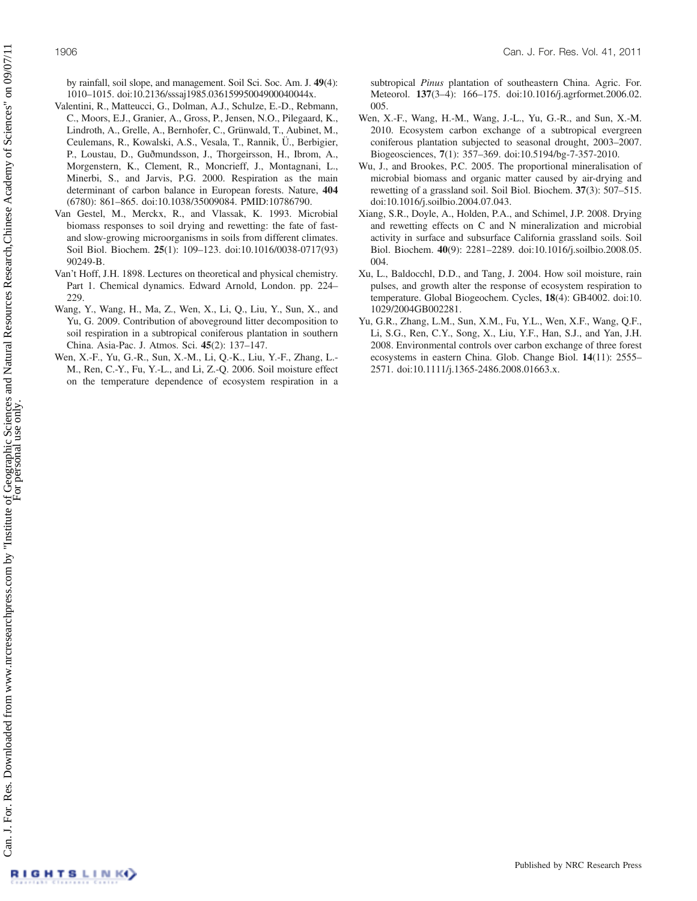by rainfall, soil slope, and management. Soil Sci. Soc. Am. J. **49**(4): 1010–1015. doi:10.2136/sssaj1985.03615995004900040044x.

Valentini, R., Matteucci, G., Dolman, A.J., Schulze, E.-D., Rebmann, C., Moors, E.J., Granier, A., Gross, P., Jensen, N.O., Pilegaard, K., Lindroth, A., Grelle, A., Bernhofer, C., Grünwald, T., Aubinet, M., Ceulemans, R., Kowalski, A.S., Vesala, T., Rannik, Ü., Berbigier, P., Loustau, D., Guðmundsson, J., Thorgeirsson, H., Ibrom, A., Morgenstern, K., Clement, R., Moncrieff, J., Montagnani, L., Minerbi, S., and Jarvis, P.G. 2000. Respiration as the main determinant of carbon balance in European forests. Nature, **404** (6780): 861–865. doi:10.1038/35009084. PMID:10786790.

Van Gestel, M., Merckx, R., and Vlassak, K. 1993. Microbial biomass responses to soil drying and rewetting: the fate of fast- and slow-growing microorganisms in soils from different climates. Soil Biol. Biochem. **25**(1): 109–123. doi:10.1016/0038-0717(93)90249-B.

Van't Hoff, J.H. 1898. Lectures on theoretical and physical chemistry. Part 1. Chemical dynamics. Edward Arnold, London. pp. 224–229.

Wang, Y., Wang, H., Ma, Z., Wen, X., Li, Q., Liu, Y., Sun, X., and Yu, G. 2009. Contribution of aboveground litter decomposition to soil respiration in a subtropical coniferous plantation in southern China. Asia-Pac. J. Atmos. Sci. **45**(2): 137–147.

Wen, X.-F., Yu, G.-R., Sun, X.-M., Li, Q.-K., Liu, Y.-F., Zhang, L.-M., Ren, C.-Y., Fu, Y.-L., and Li, Z.-Q. 2006. Soil moisture effect on the temperature dependence of ecosystem respiration in a subtropical *Pinus* plantation of southeastern China. Agric. For. Meteorol. **137**(3–4): 166–175. doi:10.1016/j.agrformet.2006.02.005.

Wen, X.-F., Wang, H.-M., Wang, J.-L., Yu, G.-R., and Sun, X.-M. 2010. Ecosystem carbon exchange of a subtropical evergreen coniferous plantation subjected to seasonal drought, 2003–2007. Biogeosciences, **7**(1): 357–369. doi:10.5194/bg-7-357-2010.

Wu, J., and Brookes, P.C. 2005. The proportional mineralisation of microbial biomass and organic matter caused by air-drying and rewetting of a grassland soil. Soil Biol. Biochem. **37**(3): 507–515. doi:10.1016/j.soilbio.2004.07.043.

Xiang, S.R., Doyle, A., Holden, P.A., and Schimel, J.P. 2008. Drying and rewetting effects on C and N mineralization and microbial activity in surface and subsurface California grassland soils. Soil Biol. Biochem. **40**(9): 2281–2289. doi:10.1016/j.soilbio.2008.05.004.

Xu, L., Baldocchl, D.D., and Tang, J. 2004. How soil moisture, rain pulses, and growth alter the response of ecosystem respiration to temperature. Global Biogeochem. Cycles, **18**(4): GB4002. doi:10.1029/2004GB002281.

Yu, G.R., Zhang, L.M., Sun, X.M., Fu, Y.L., Wen, X.F., Wang, Q.F., Li, S.G., Ren, C.Y., Song, X., Liu, Y.F., Han, S.J., and Yan, J.H. 2008. Environmental controls over carbon exchange of three forest ecosystems in eastern China. Glob. Change Biol. **14**(11): 2555–2571. doi:10.1111/j.1365-2486.2008.01663.x.